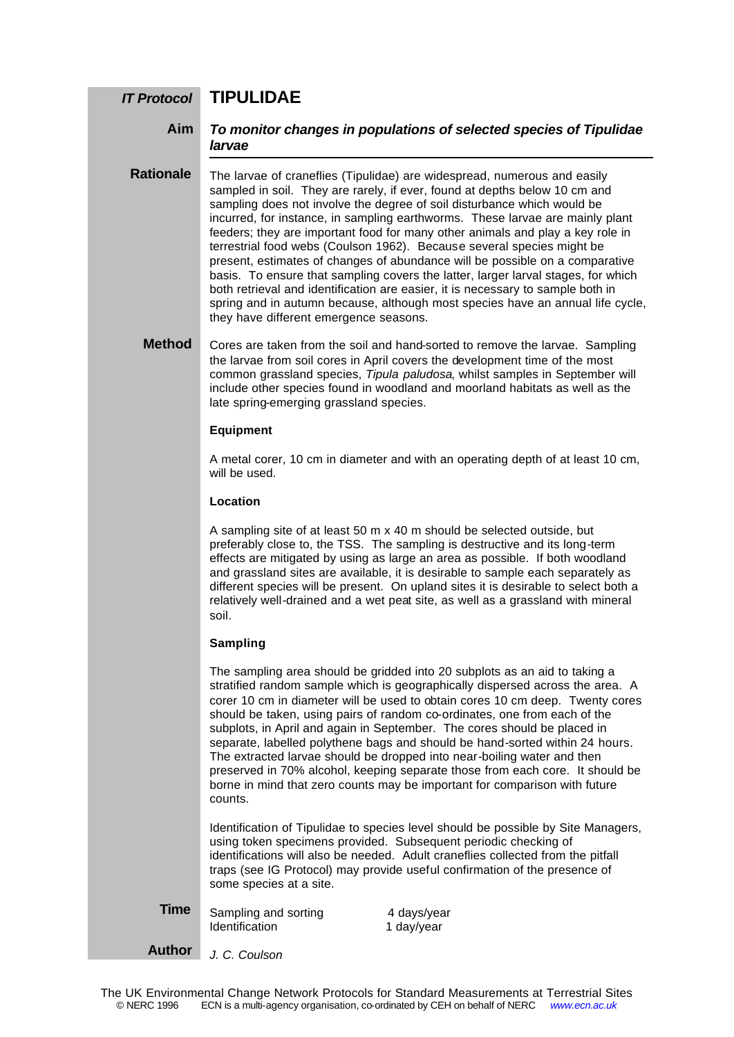**IT Protocol**

# TIPULIDAE

**Aim**

***To monitor changes in populations of selected species of Tipulidae larvae***

**Rationale**

The larvae of craneflies (Tipulidae) are widespread, numerous and easily sampled in soil. They are rarely, if ever, found at depths below 10 cm and sampling does not involve the degree of soil disturbance which would be incurred, for instance, in sampling earthworms. These larvae are mainly plant feeders; they are important food for many other animals and play a key role in terrestrial food webs (Coulson 1962). Because several species might be present, estimates of changes of abundance will be possible on a comparative basis. To ensure that sampling covers the latter, larger larval stages, for which both retrieval and identification are easier, it is necessary to sample both in spring and in autumn because, although most species have an annual life cycle, they have different emergence seasons.

**Method**

Cores are taken from the soil and hand-sorted to remove the larvae. Sampling the larvae from soil cores in April covers the development time of the most common grassland species, *Tipula paludosa*, whilst samples in September will include other species found in woodland and moorland habitats as well as the late spring-emerging grassland species.

**Equipment**

A metal corer, 10 cm in diameter and with an operating depth of at least 10 cm, will be used.

**Location**

A sampling site of at least 50 m x 40 m should be selected outside, but preferably close to, the TSS. The sampling is destructive and its long-term effects are mitigated by using as large an area as possible. If both woodland and grassland sites are available, it is desirable to sample each separately as different species will be present. On upland sites it is desirable to select both a relatively well-drained and a wet peat site, as well as a grassland with mineral soil.

**Sampling**

The sampling area should be gridded into 20 subplots as an aid to taking a stratified random sample which is geographically dispersed across the area. A corer 10 cm in diameter will be used to obtain cores 10 cm deep. Twenty cores should be taken, using pairs of random co-ordinates, one from each of the subplots, in April and again in September. The cores should be placed in separate, labelled polythene bags and should be hand-sorted within 24 hours. The extracted larvae should be dropped into near-boiling water and then preserved in 70% alcohol, keeping separate those from each core. It should be borne in mind that zero counts may be important for comparison with future counts.

Identification of Tipulidae to species level should be possible by Site Managers, using token specimens provided. Subsequent periodic checking of identifications will also be needed. Adult craneflies collected from the pitfall traps (see IG Protocol) may provide useful confirmation of the presence of some species at a site.

**Time**

| | |
|---|---|
| Sampling and sorting | 4 days/year |
| Identification | 1 day/year |

**Author**

*J. C. Coulson*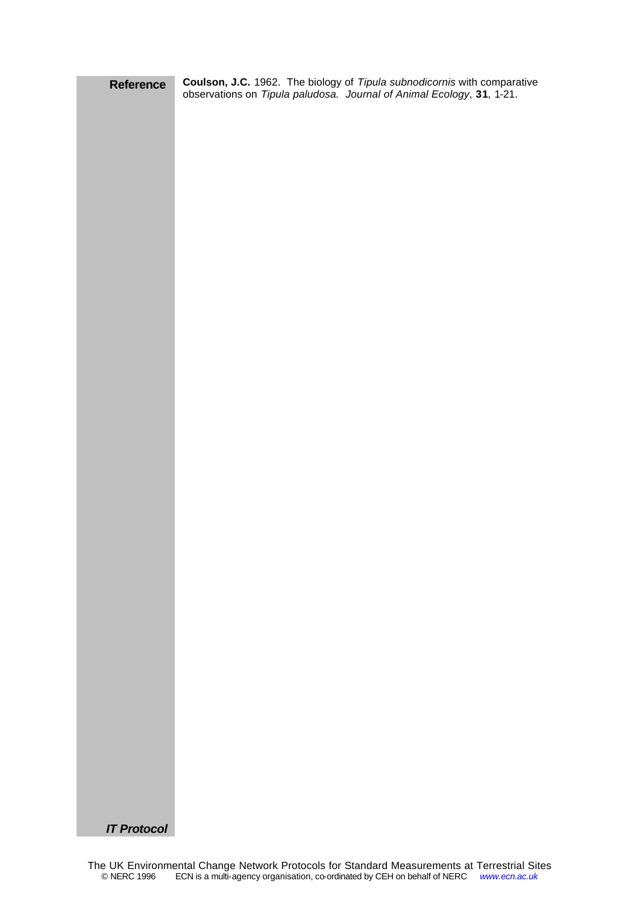**Reference**

**Coulson, J.C.** 1962. The biology of *Tipula subnodicornis* with comparative observations on *Tipula paludosa. Journal of Animal Ecology*, **31**, 1-21.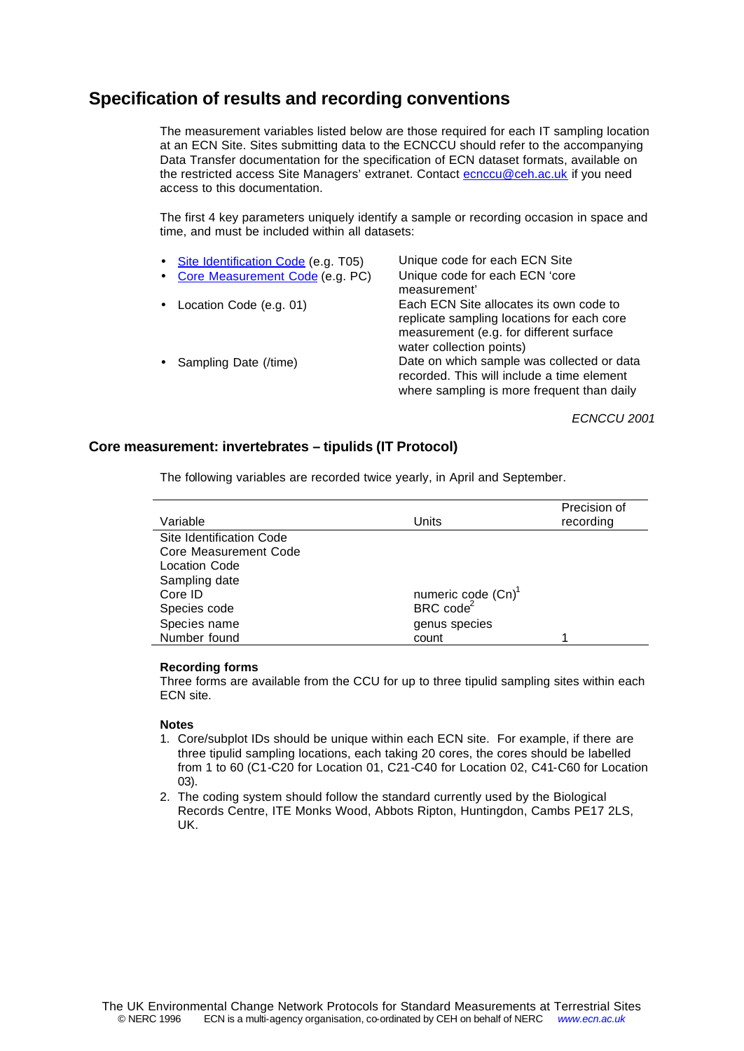## Specification of results and recording conventions

The measurement variables listed below are those required for each IT sampling location at an ECN Site. Sites submitting data to the ECNCCU should refer to the accompanying Data Transfer documentation for the specification of ECN dataset formats, available on the restricted access Site Managers' extranet. Contact ecnccu@ceh.ac.uk if you need access to this documentation.

The first 4 key parameters uniquely identify a sample or recording occasion in space and time, and must be included within all datasets:

| | |
|---|---|
| • Site Identification Code (e.g. T05) | Unique code for each ECN Site |
| • Core Measurement Code (e.g. PC) | Unique code for each ECN 'core measurement' |
| • Location Code (e.g. 01) | Each ECN Site allocates its own code to replicate sampling locations for each core measurement (e.g. for different surface water collection points) |
| • Sampling Date (/time) | Date on which sample was collected or data recorded. This will include a time element where sampling is more frequent than daily |

*ECNCCU 2001*

### Core measurement: invertebrates – tipulids (IT Protocol)

The following variables are recorded twice yearly, in April and September.

| Variable | Units | Precision of recording |
|---|---|---|
| Site Identification Code | | |
| Core Measurement Code | | |
| Location Code | | |
| Sampling date | | |
| Core ID | numeric code (Cn)[1] | |
| Species code | BRC code[2] | |
| Species name | genus species | |
| Number found | count | 1 |

**Recording forms**

Three forms are available from the CCU for up to three tipulid sampling sites within each ECN site.

**Notes**

1. Core/subplot IDs should be unique within each ECN site. For example, if there are three tipulid sampling locations, each taking 20 cores, the cores should be labelled from 1 to 60 (C1-C20 for Location 01, C21-C40 for Location 02, C41-C60 for Location 03).
2. The coding system should follow the standard currently used by the Biological Records Centre, ITE Monks Wood, Abbots Ripton, Huntingdon, Cambs PE17 2LS, UK.